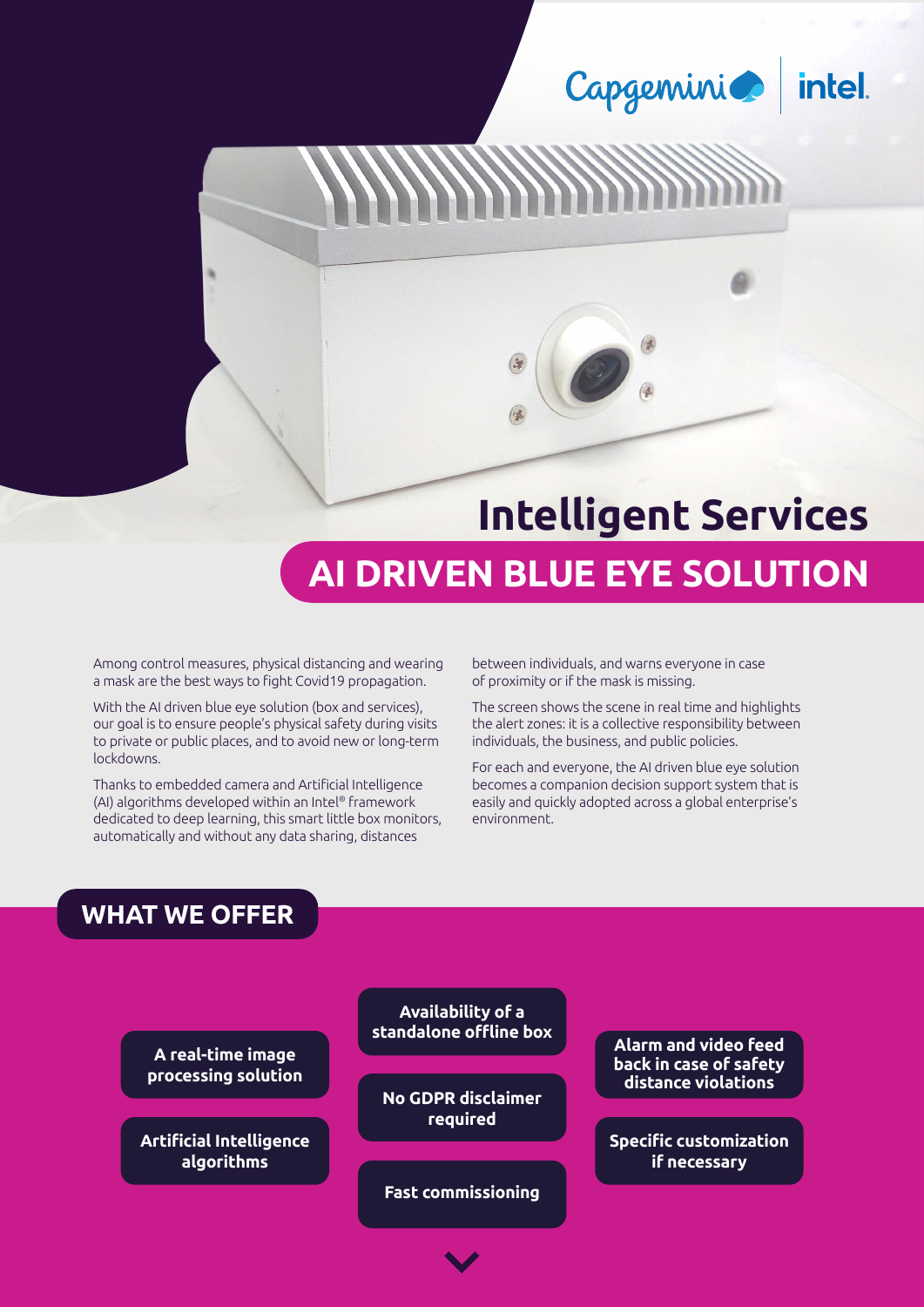Capgemini | intel.

# Intelligent Services

## AI DRIVEN BLUE EYE SOLUTION

Among control measures, physical distancing and wearing a mask are the best ways to fight Covid19 propagation.

With the AI driven blue eye solution (box and services), our goal is to ensure people's physical safety during visits to private or public places, and to avoid new or long-term lockdowns.

Thanks to embedded camera and Artificial Intelligence (AI) algorithms developed within an Intel® framework dedicated to deep learning, this smart little box monitors, automatically and without any data sharing, distances between individuals, and warns everyone in case of proximity or if the mask is missing.

The screen shows the scene in real time and highlights the alert zones: it is a collective responsibility between individuals, the business, and public policies.

For each and everyone, the AI driven blue eye solution becomes a companion decision support system that is easily and quickly adopted across a global enterprise's environment.

## WHAT WE OFFER

- **A real-time image processing solution**
- **Artificial Intelligence algorithms**
- **Availability of a standalone offline box**
- **No GDPR disclaimer required**
- **Fast commissioning**
- **Alarm and video feed back in case of safety distance violations**
- **Specific customization if necessary**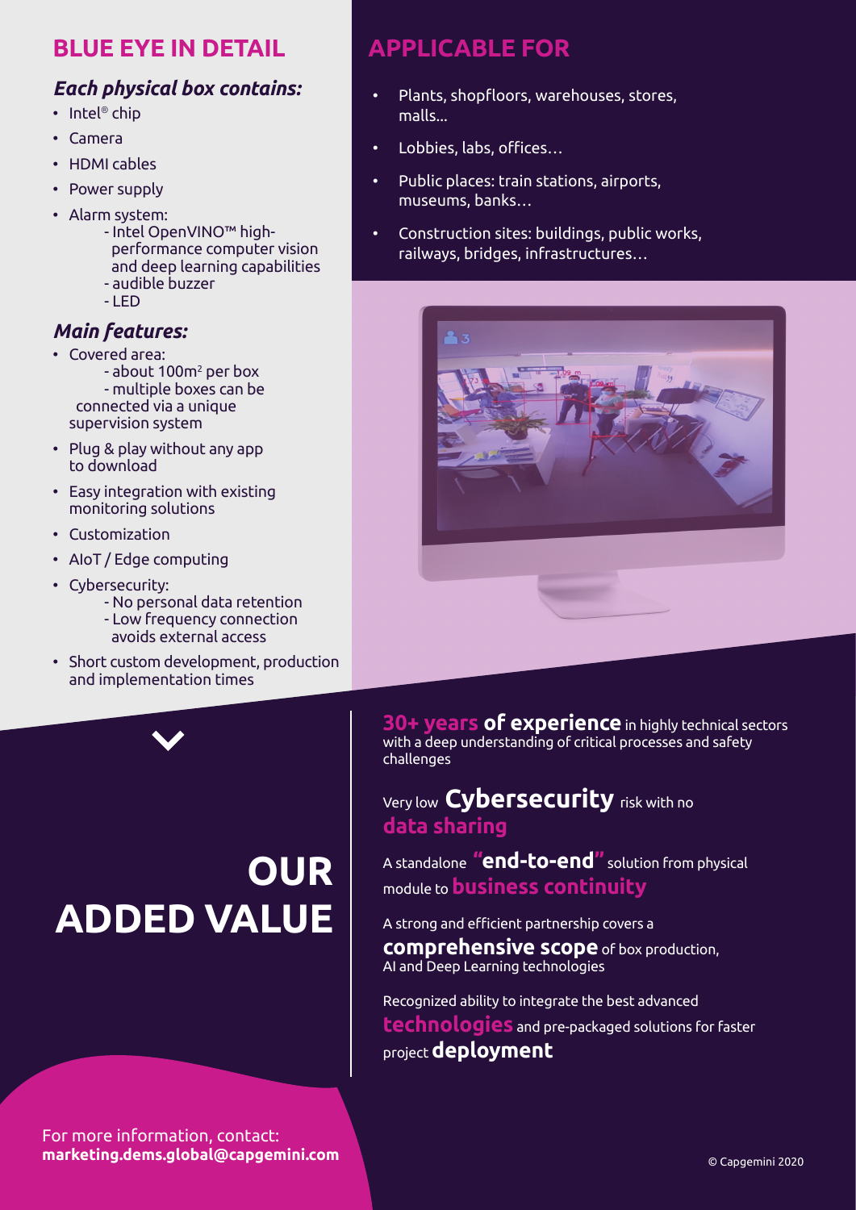## BLUE EYE IN DETAIL

### *Each physical box contains:*

- Intel® chip
- Camera
- HDMI cables
- Power supply
- Alarm system:
  - Intel OpenVINO™ high-performance computer vision and deep learning capabilities
  - audible buzzer
  - LED

### *Main features:*

- Covered area:
  - about 100m² per box
  - multiple boxes can be connected via a unique supervision system
- Plug & play without any app to download
- Easy integration with existing monitoring solutions
- Customization
- AIoT / Edge computing
- Cybersecurity:
  - No personal data retention
  - Low frequency connection avoids external access
- Short custom development, production and implementation times

## APPLICABLE FOR

- Plants, shopfloors, warehouses, stores, malls...
- Lobbies, labs, offices…
- Public places: train stations, airports, museums, banks…
- Construction sites: buildings, public works, railways, bridges, infrastructures…

## OUR ADDED VALUE

**30+ years of experience** in highly technical sectors with a deep understanding of critical processes and safety challenges

Very low **Cybersecurity** risk with no **data sharing**

A standalone **"end-to-end"** solution from physical module to **business continuity**

A strong and efficient partnership covers a **comprehensive scope** of box production, AI and Deep Learning technologies

Recognized ability to integrate the best advanced **technologies** and pre-packaged solutions for faster project **deployment**

For more information, contact:
**marketing.dems.global@capgemini.com**

© Capgemini 2020